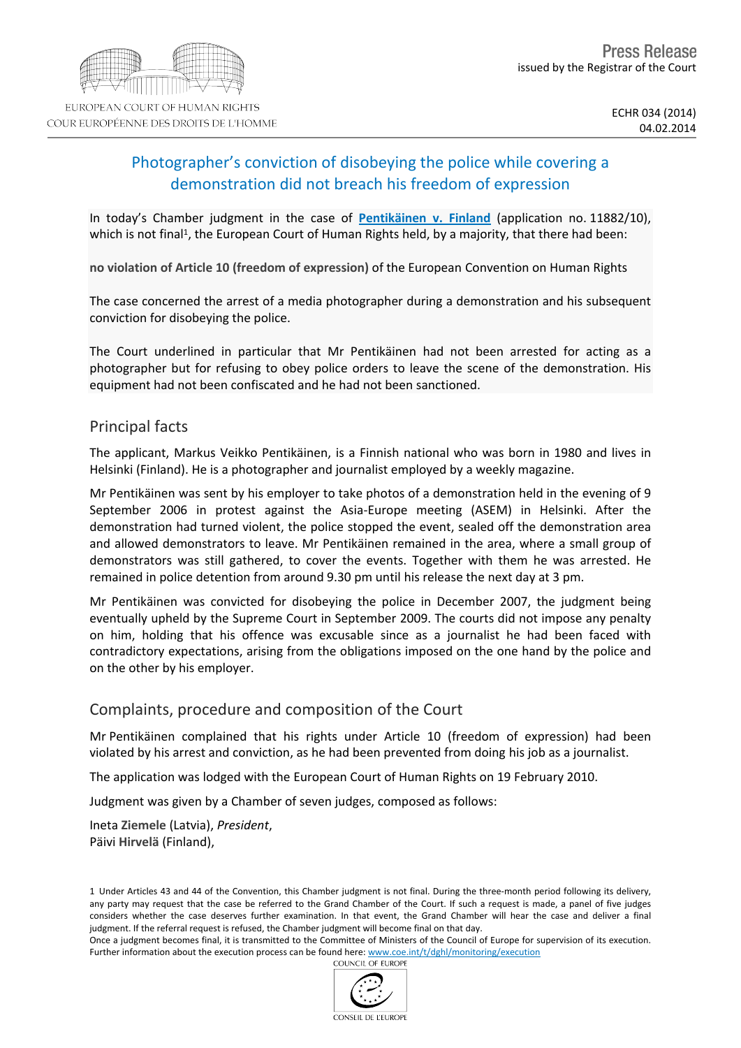Press Release
issued by the Registrar of the Court

ECHR 034 (2014)
04.02.2014

# Photographer's conviction of disobeying the police while covering a demonstration did not breach his freedom of expression

In today's Chamber judgment in the case of **Pentikäinen v. Finland** (application no. 11882/10), which is not final[1], the European Court of Human Rights held, by a majority, that there had been:

**no violation of Article 10 (freedom of expression)** of the European Convention on Human Rights

The case concerned the arrest of a media photographer during a demonstration and his subsequent conviction for disobeying the police.

The Court underlined in particular that Mr Pentikäinen had not been arrested for acting as a photographer but for refusing to obey police orders to leave the scene of the demonstration. His equipment had not been confiscated and he had not been sanctioned.

## Principal facts

The applicant, Markus Veikko Pentikäinen, is a Finnish national who was born in 1980 and lives in Helsinki (Finland). He is a photographer and journalist employed by a weekly magazine.

Mr Pentikäinen was sent by his employer to take photos of a demonstration held in the evening of 9 September 2006 in protest against the Asia-Europe meeting (ASEM) in Helsinki. After the demonstration had turned violent, the police stopped the event, sealed off the demonstration area and allowed demonstrators to leave. Mr Pentikäinen remained in the area, where a small group of demonstrators was still gathered, to cover the events. Together with them he was arrested. He remained in police detention from around 9.30 pm until his release the next day at 3 pm.

Mr Pentikäinen was convicted for disobeying the police in December 2007, the judgment being eventually upheld by the Supreme Court in September 2009. The courts did not impose any penalty on him, holding that his offence was excusable since as a journalist he had been faced with contradictory expectations, arising from the obligations imposed on the one hand by the police and on the other by his employer.

## Complaints, procedure and composition of the Court

Mr Pentikäinen complained that his rights under Article 10 (freedom of expression) had been violated by his arrest and conviction, as he had been prevented from doing his job as a journalist.

The application was lodged with the European Court of Human Rights on 19 February 2010.

Judgment was given by a Chamber of seven judges, composed as follows:

Ineta **Ziemele** (Latvia), *President*,
Päivi **Hirvelä** (Finland),

1 Under Articles 43 and 44 of the Convention, this Chamber judgment is not final. During the three-month period following its delivery, any party may request that the case be referred to the Grand Chamber of the Court. If such a request is made, a panel of five judges considers whether the case deserves further examination. In that event, the Grand Chamber will hear the case and deliver a final judgment. If the referral request is refused, the Chamber judgment will become final on that day.
Once a judgment becomes final, it is transmitted to the Committee of Ministers of the Council of Europe for supervision of its execution. Further information about the execution process can be found here: www.coe.int/t/dghl/monitoring/execution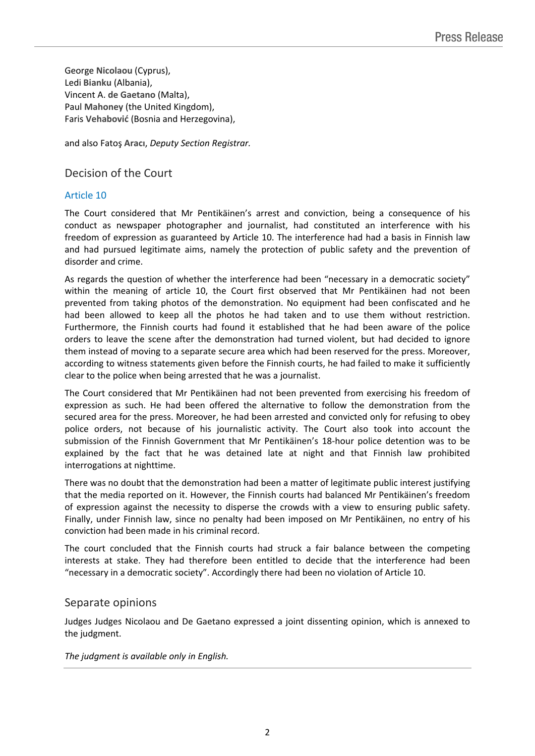George **Nicolaou** (Cyprus),
Ledi **Bianku** (Albania),
Vincent A. **de Gaetano** (Malta),
Paul **Mahoney** (the United Kingdom),
Faris **Vehabović** (Bosnia and Herzegovina),

and also Fatoş **Aracı**, *Deputy Section Registrar.*

## Decision of the Court

### Article 10

The Court considered that Mr Pentikäinen's arrest and conviction, being a consequence of his conduct as newspaper photographer and journalist, had constituted an interference with his freedom of expression as guaranteed by Article 10. The interference had had a basis in Finnish law and had pursued legitimate aims, namely the protection of public safety and the prevention of disorder and crime.

As regards the question of whether the interference had been "necessary in a democratic society" within the meaning of article 10, the Court first observed that Mr Pentikäinen had not been prevented from taking photos of the demonstration. No equipment had been confiscated and he had been allowed to keep all the photos he had taken and to use them without restriction. Furthermore, the Finnish courts had found it established that he had been aware of the police orders to leave the scene after the demonstration had turned violent, but had decided to ignore them instead of moving to a separate secure area which had been reserved for the press. Moreover, according to witness statements given before the Finnish courts, he had failed to make it sufficiently clear to the police when being arrested that he was a journalist.

The Court considered that Mr Pentikäinen had not been prevented from exercising his freedom of expression as such. He had been offered the alternative to follow the demonstration from the secured area for the press. Moreover, he had been arrested and convicted only for refusing to obey police orders, not because of his journalistic activity. The Court also took into account the submission of the Finnish Government that Mr Pentikäinen's 18-hour police detention was to be explained by the fact that he was detained late at night and that Finnish law prohibited interrogations at nighttime.

There was no doubt that the demonstration had been a matter of legitimate public interest justifying that the media reported on it. However, the Finnish courts had balanced Mr Pentikäinen's freedom of expression against the necessity to disperse the crowds with a view to ensuring public safety. Finally, under Finnish law, since no penalty had been imposed on Mr Pentikäinen, no entry of his conviction had been made in his criminal record.

The court concluded that the Finnish courts had struck a fair balance between the competing interests at stake. They had therefore been entitled to decide that the interference had been "necessary in a democratic society". Accordingly there had been no violation of Article 10.

## Separate opinions

Judges Judges Nicolaou and De Gaetano expressed a joint dissenting opinion, which is annexed to the judgment.

*The judgment is available only in English.*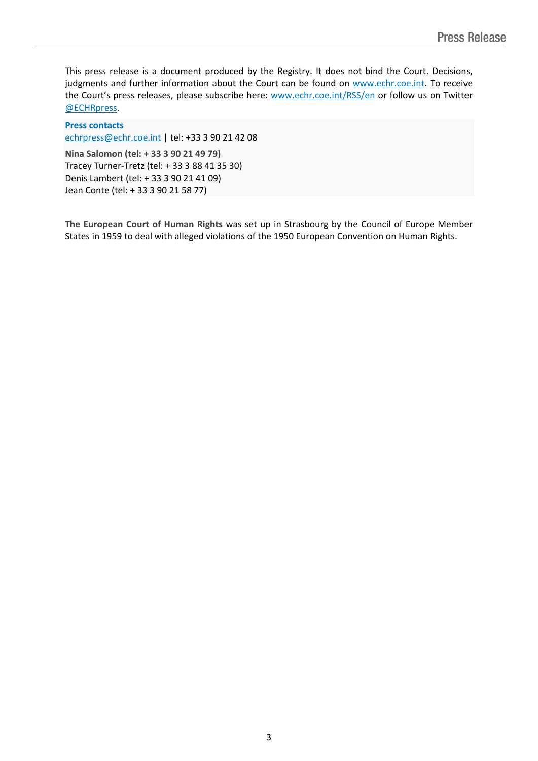This press release is a document produced by the Registry. It does not bind the Court. Decisions, judgments and further information about the Court can be found on [www.echr.coe.int](http://www.echr.coe.int). To receive the Court's press releases, please subscribe here: [www.echr.coe.int/RSS/en](http://www.echr.coe.int/RSS/en) or follow us on Twitter [@ECHRpress](https://twitter.com/ECHRpress).

**Press contacts**
[echrpress@echr.coe.int](mailto:echrpress@echr.coe.int) | tel: +33 3 90 21 42 08

**Nina Salomon (tel: + 33 3 90 21 49 79)**
Tracey Turner-Tretz (tel: + 33 3 88 41 35 30)
Denis Lambert (tel: + 33 3 90 21 41 09)
Jean Conte (tel: + 33 3 90 21 58 77)

**The European Court of Human Rights** was set up in Strasbourg by the Council of Europe Member States in 1959 to deal with alleged violations of the 1950 European Convention on Human Rights.